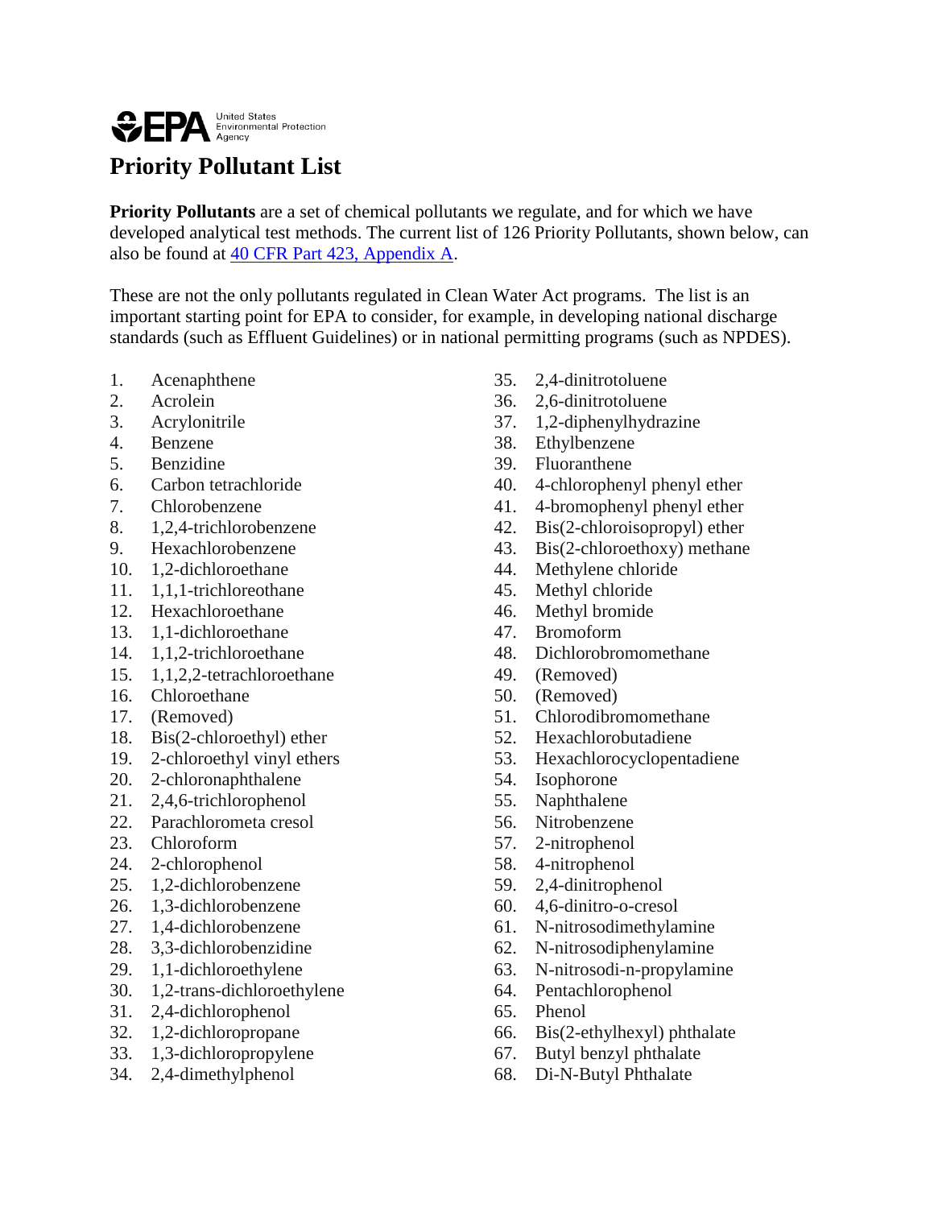United States Environmental Protection Agency

# Priority Pollutant List

**Priority Pollutants** are a set of chemical pollutants we regulate, and for which we have developed analytical test methods. The current list of 126 Priority Pollutants, shown below, can also be found at [40 CFR Part 423, Appendix A](#).

These are not the only pollutants regulated in Clean Water Act programs. The list is an important starting point for EPA to consider, for example, in developing national discharge standards (such as Effluent Guidelines) or in national permitting programs (such as NPDES).

1. Acenaphthene
2. Acrolein
3. Acrylonitrile
4. Benzene
5. Benzidine
6. Carbon tetrachloride
7. Chlorobenzene
8. 1,2,4-trichlorobenzene
9. Hexachlorobenzene
10. 1,2-dichloroethane
11. 1,1,1-trichloreothane
12. Hexachloroethane
13. 1,1-dichloroethane
14. 1,1,2-trichloroethane
15. 1,1,2,2-tetrachloroethane
16. Chloroethane
17. (Removed)
18. Bis(2-chloroethyl) ether
19. 2-chloroethyl vinyl ethers
20. 2-chloronaphthalene
21. 2,4,6-trichlorophenol
22. Parachlorometa cresol
23. Chloroform
24. 2-chlorophenol
25. 1,2-dichlorobenzene
26. 1,3-dichlorobenzene
27. 1,4-dichlorobenzene
28. 3,3-dichlorobenzidine
29. 1,1-dichloroethylene
30. 1,2-trans-dichloroethylene
31. 2,4-dichlorophenol
32. 1,2-dichloropropane
33. 1,3-dichloropropylene
34. 2,4-dimethylphenol
35. 2,4-dinitrotoluene
36. 2,6-dinitrotoluene
37. 1,2-diphenylhydrazine
38. Ethylbenzene
39. Fluoranthene
40. 4-chlorophenyl phenyl ether
41. 4-bromophenyl phenyl ether
42. Bis(2-chloroisopropyl) ether
43. Bis(2-chloroethoxy) methane
44. Methylene chloride
45. Methyl chloride
46. Methyl bromide
47. Bromoform
48. Dichlorobromomethane
49. (Removed)
50. (Removed)
51. Chlorodibromomethane
52. Hexachlorobutadiene
53. Hexachlorocyclopentadiene
54. Isophorone
55. Naphthalene
56. Nitrobenzene
57. 2-nitrophenol
58. 4-nitrophenol
59. 2,4-dinitrophenol
60. 4,6-dinitro-o-cresol
61. N-nitrosodimethylamine
62. N-nitrosodiphenylamine
63. N-nitrosodi-n-propylamine
64. Pentachlorophenol
65. Phenol
66. Bis(2-ethylhexyl) phthalate
67. Butyl benzyl phthalate
68. Di-N-Butyl Phthalate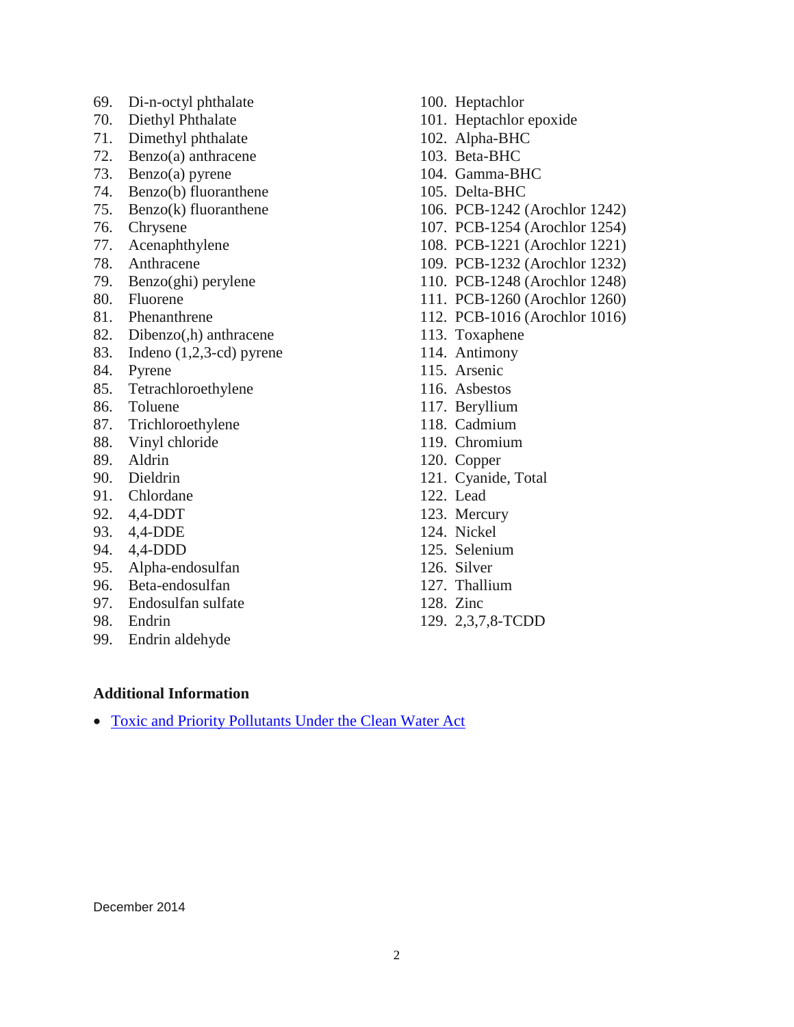69. Di-n-octyl phthalate
70. Diethyl Phthalate
71. Dimethyl phthalate
72. Benzo(a) anthracene
73. Benzo(a) pyrene
74. Benzo(b) fluoranthene
75. Benzo(k) fluoranthene
76. Chrysene
77. Acenaphthylene
78. Anthracene
79. Benzo(ghi) perylene
80. Fluorene
81. Phenanthrene
82. Dibenzo(,h) anthracene
83. Indeno (1,2,3-cd) pyrene
84. Pyrene
85. Tetrachloroethylene
86. Toluene
87. Trichloroethylene
88. Vinyl chloride
89. Aldrin
90. Dieldrin
91. Chlordane
92. 4,4-DDT
93. 4,4-DDE
94. 4,4-DDD
95. Alpha-endosulfan
96. Beta-endosulfan
97. Endosulfan sulfate
98. Endrin
99. Endrin aldehyde
100. Heptachlor
101. Heptachlor epoxide
102. Alpha-BHC
103. Beta-BHC
104. Gamma-BHC
105. Delta-BHC
106. PCB-1242 (Arochlor 1242)
107. PCB-1254 (Arochlor 1254)
108. PCB-1221 (Arochlor 1221)
109. PCB-1232 (Arochlor 1232)
110. PCB-1248 (Arochlor 1248)
111. PCB-1260 (Arochlor 1260)
112. PCB-1016 (Arochlor 1016)
113. Toxaphene
114. Antimony
115. Arsenic
116. Asbestos
117. Beryllium
118. Cadmium
119. Chromium
120. Copper
121. Cyanide, Total
122. Lead
123. Mercury
124. Nickel
125. Selenium
126. Silver
127. Thallium
128. Zinc
129. 2,3,7,8-TCDD

**Additional Information**

- Toxic and Priority Pollutants Under the Clean Water Act

December 2014